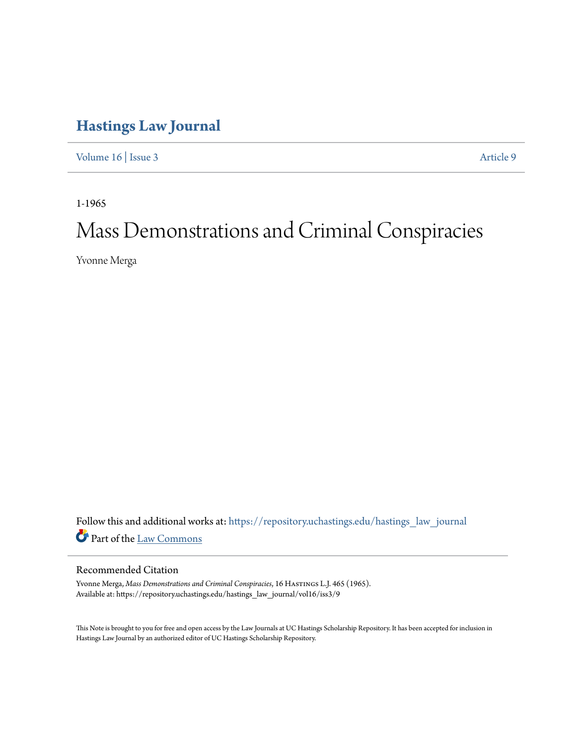# Hastings Law Journal

Volume 16 | Issue 3 Article 9

1-1965

# Mass Demonstrations and Criminal Conspiracies

Yvonne Merga

Follow this and additional works at: https://repository.uchastings.edu/hastings_law_journal

Part of the Law Commons

## Recommended Citation

Yvonne Merga, *Mass Demonstrations and Criminal Conspiracies*, 16 Hastings L.J. 465 (1965).
Available at: https://repository.uchastings.edu/hastings_law_journal/vol16/iss3/9

This Note is brought to you for free and open access by the Law Journals at UC Hastings Scholarship Repository. It has been accepted for inclusion in Hastings Law Journal by an authorized editor of UC Hastings Scholarship Repository.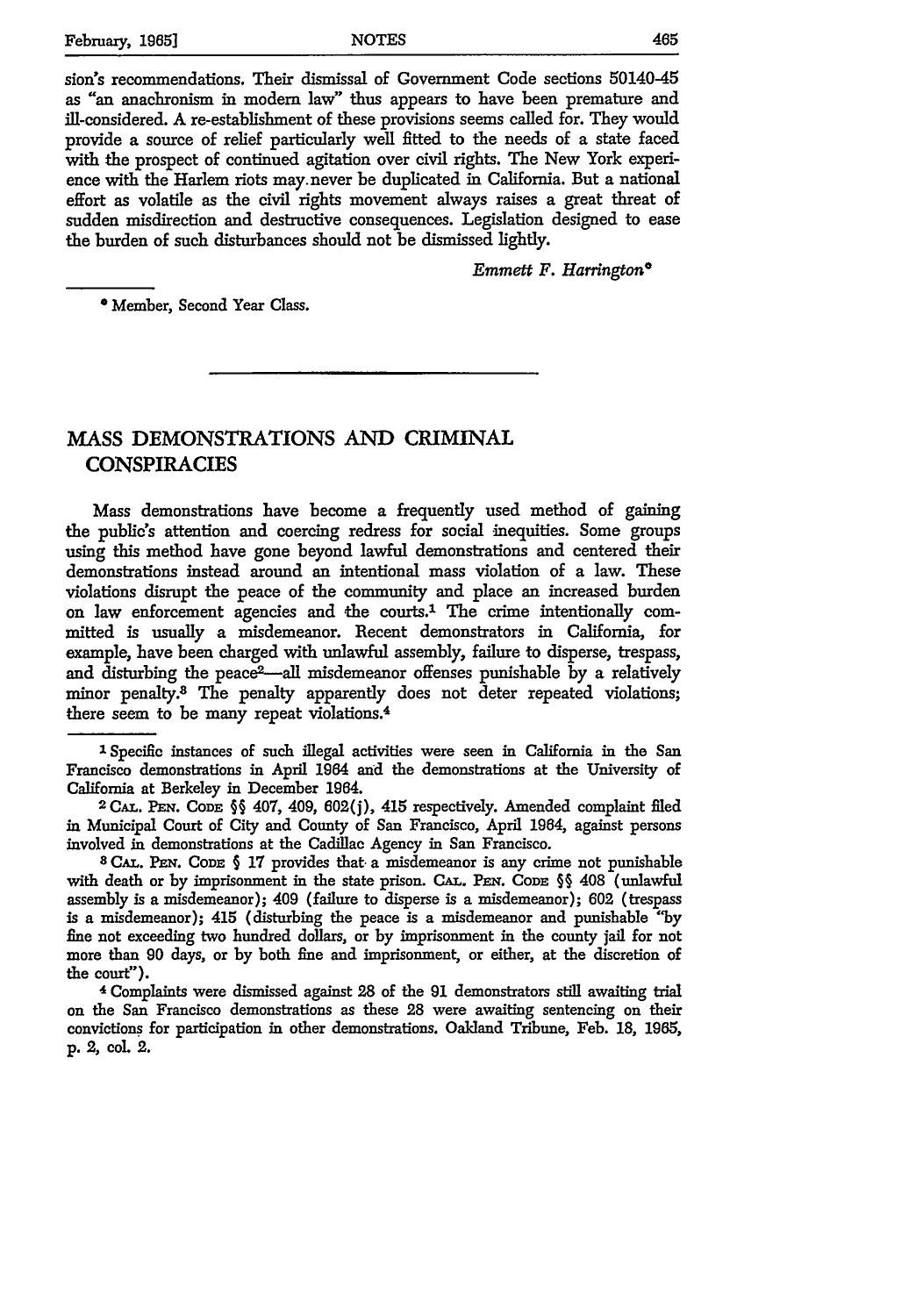sion's recommendations. Their dismissal of Government Code sections 50140-45 as "an anachronism in modern law" thus appears to have been premature and ill-considered. A re-establishment of these provisions seems called for. They would provide a source of relief particularly well fitted to the needs of a state faced with the prospect of continued agitation over civil rights. The New York experience with the Harlem riots may never be duplicated in California. But a national effort as volatile as the civil rights movement always raises a great threat of sudden misdirection and destructive consequences. Legislation designed to ease the burden of such disturbances should not be dismissed lightly.

*Emmett F. Harrington*\*

\* Member, Second Year Class.

---

# MASS DEMONSTRATIONS AND CRIMINAL CONSPIRACIES

Mass demonstrations have become a frequently used method of gaining the public's attention and coercing redress for social inequities. Some groups using this method have gone beyond lawful demonstrations and centered their demonstrations instead around an intentional mass violation of a law. These violations disrupt the peace of the community and place an increased burden on law enforcement agencies and the courts.[1] The crime intentionally committed is usually a misdemeanor. Recent demonstrators in California, for example, have been charged with unlawful assembly, failure to disperse, trespass, and disturbing the peace[2]—all misdemeanor offenses punishable by a relatively minor penalty.[3] The penalty apparently does not deter repeated violations; there seem to be many repeat violations.[4]

---

[1] Specific instances of such illegal activities were seen in California in the San Francisco demonstrations in April 1964 and the demonstrations at the University of California at Berkeley in December 1964.

[2] CAL. PEN. CODE §§ 407, 409, 602(j), 415 respectively. Amended complaint filed in Municipal Court of City and County of San Francisco, April 1964, against persons involved in demonstrations at the Cadillac Agency in San Francisco.

[3] CAL. PEN. CODE § 17 provides that a misdemeanor is any crime not punishable with death or by imprisonment in the state prison. CAL. PEN. CODE §§ 408 (unlawful assembly is a misdemeanor); 409 (failure to disperse is a misdemeanor); 602 (trespass is a misdemeanor); 415 (disturbing the peace is a misdemeanor and punishable "by fine not exceeding two hundred dollars, or by imprisonment in the county jail for not more than 90 days, or by both fine and imprisonment, or either, at the discretion of the court").

[4] Complaints were dismissed against 28 of the 91 demonstrators still awaiting trial on the San Francisco demonstrations as these 28 were awaiting sentencing on their convictions for participation in other demonstrations. Oakland Tribune, Feb. 18, 1965, p. 2, col. 2.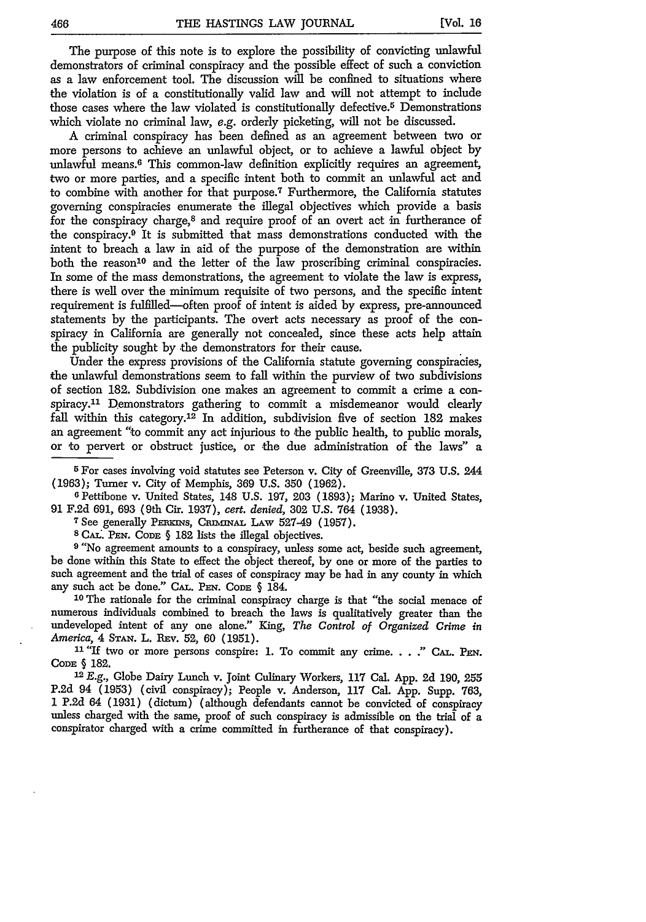The purpose of this note is to explore the possibility of convicting unlawful demonstrators of criminal conspiracy and the possible effect of such a conviction as a law enforcement tool. The discussion will be confined to situations where the violation is of a constitutionally valid law and will not attempt to include those cases where the law violated is constitutionally defective.[5] Demonstrations which violate no criminal law, *e.g.* orderly picketing, will not be discussed.

A criminal conspiracy has been defined as an agreement between two or more persons to achieve an unlawful object, or to achieve a lawful object by unlawful means.[6] This common-law definition explicitly requires an agreement, two or more parties, and a specific intent both to commit an unlawful act and to combine with another for that purpose.[7] Furthermore, the California statutes governing conspiracies enumerate the illegal objectives which provide a basis for the conspiracy charge,[8] and require proof of an overt act in furtherance of the conspiracy.[9] It is submitted that mass demonstrations conducted with the intent to breach a law in aid of the purpose of the demonstration are within both the reason[10] and the letter of the law proscribing criminal conspiracies. In some of the mass demonstrations, the agreement to violate the law is express, there is well over the minimum requisite of two persons, and the specific intent requirement is fulfilled—often proof of intent is aided by express, pre-announced statements by the participants. The overt acts necessary as proof of the conspiracy in California are generally not concealed, since these acts help attain the publicity sought by the demonstrators for their cause.

Under the express provisions of the California statute governing conspiracies, the unlawful demonstrations seem to fall within the purview of two subdivisions of section 182. Subdivision one makes an agreement to commit a crime a conspiracy.[11] Demonstrators gathering to commit a misdemeanor would clearly fall within this category.[12] In addition, subdivision five of section 182 makes an agreement "to commit any act injurious to the public health, to public morals, or to pervert or obstruct justice, or the due administration of the laws" a

---

[5] For cases involving void statutes see Peterson v. City of Greenville, 373 U.S. 244 (1963); Turner v. City of Memphis, 369 U.S. 350 (1962).

[6] Pettibone v. United States, 148 U.S. 197, 203 (1893); Marino v. United States, 91 F.2d 691, 693 (9th Cir. 1937), *cert. denied,* 302 U.S. 764 (1938).

[7] See generally PERKINS, CRIMINAL LAW 527-49 (1957).

[8] CAL. PEN. CODE § 182 lists the illegal objectives.

[9] "No agreement amounts to a conspiracy, unless some act, beside such agreement, be done within this State to effect the object thereof, by one or more of the parties to such agreement and the trial of cases of conspiracy may be had in any county in which any such act be done." CAL. PEN. CODE § 184.

[10] The rationale for the criminal conspiracy charge is that "the social menace of numerous individuals combined to breach the laws is qualitatively greater than the undeveloped intent of any one alone." King, *The Control of Organized Crime in America,* 4 STAN. L. REV. 52, 60 (1951).

[11] "If two or more persons conspire: 1. To commit any crime. . . ." CAL. PEN. CODE § 182.

[12] *E.g.,* Globe Dairy Lunch v. Joint Culinary Workers, 117 Cal. App. 2d 190, 255 P.2d 94 (1953) (civil conspiracy); People v. Anderson, 117 Cal. App. Supp. 763, 1 P.2d 64 (1931) (dictum) (although defendants cannot be convicted of conspiracy unless charged with the same, proof of such conspiracy is admissible on the trial of a conspirator charged with a crime committed in furtherance of that conspiracy).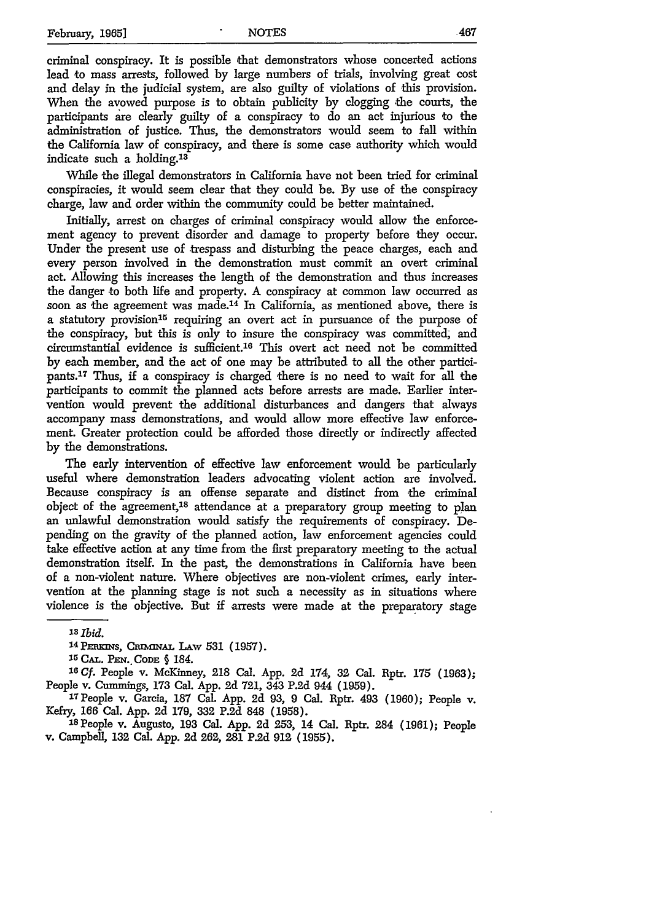criminal conspiracy. It is possible that demonstrators whose concerted actions lead to mass arrests, followed by large numbers of trials, involving great cost and delay in the judicial system, are also guilty of violations of this provision. When the avowed purpose is to obtain publicity by clogging the courts, the participants are clearly guilty of a conspiracy to do an act injurious to the administration of justice. Thus, the demonstrators would seem to fall within the California law of conspiracy, and there is some case authority which would indicate such a holding.[13]

While the illegal demonstrators in California have not been tried for criminal conspiracies, it would seem clear that they could be. By use of the conspiracy charge, law and order within the community could be better maintained.

Initially, arrest on charges of criminal conspiracy would allow the enforcement agency to prevent disorder and damage to property before they occur. Under the present use of trespass and disturbing the peace charges, each and every person involved in the demonstration must commit an overt criminal act. Allowing this increases the length of the demonstration and thus increases the danger to both life and property. A conspiracy at common law occurred as soon as the agreement was made.[14] In California, as mentioned above, there is a statutory provision[15] requiring an overt act in pursuance of the purpose of the conspiracy, but this is only to insure the conspiracy was committed; and circumstantial evidence is sufficient.[16] This overt act need not be committed by each member, and the act of one may be attributed to all the other participants.[17] Thus, if a conspiracy is charged there is no need to wait for all the participants to commit the planned acts before arrests are made. Earlier intervention would prevent the additional disturbances and dangers that always accompany mass demonstrations, and would allow more effective law enforcement. Greater protection could be afforded those directly or indirectly affected by the demonstrations.

The early intervention of effective law enforcement would be particularly useful where demonstration leaders advocating violent action are involved. Because conspiracy is an offense separate and distinct from the criminal object of the agreement,[18] attendance at a preparatory group meeting to plan an unlawful demonstration would satisfy the requirements of conspiracy. Depending on the gravity of the planned action, law enforcement agencies could take effective action at any time from the first preparatory meeting to the actual demonstration itself. In the past, the demonstrations in California have been of a non-violent nature. Where objectives are non-violent crimes, early intervention at the planning stage is not such a necessity as in situations where violence is the objective. But if arrests were made at the preparatory stage

---

13 *Ibid.*

14 PERKINS, CRIMINAL LAW 531 (1957).

15 CAL. PEN. CODE § 184.

16 *Cf.* People v. McKinney, 218 Cal. App. 2d 174, 32 Cal. Rptr. 175 (1963); People v. Cummings, 173 Cal. App. 2d 721, 343 P.2d 944 (1959).

17 People v. Garcia, 187 Cal. App. 2d 93, 9 Cal. Rptr. 493 (1960); People v. Kefry, 166 Cal. App. 2d 179, 332 P.2d 848 (1958).

18 People v. Augusto, 193 Cal. App. 2d 253, 14 Cal. Rptr. 284 (1961); People v. Campbell, 132 Cal. App. 2d 262, 281 P.2d 912 (1955).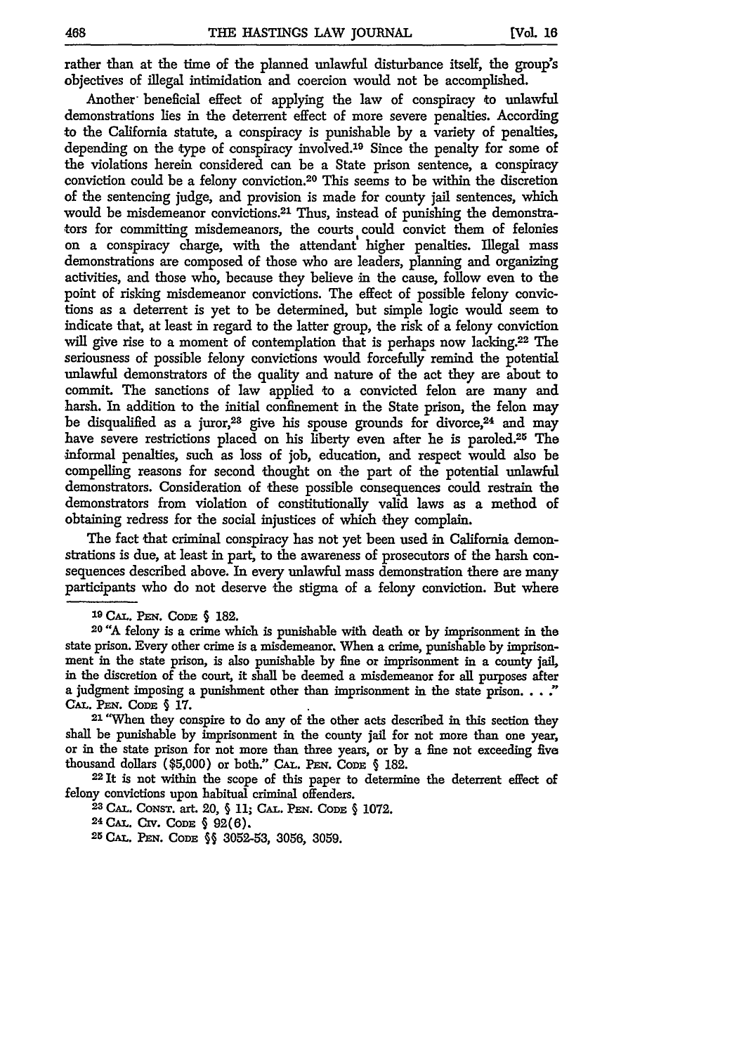rather than at the time of the planned unlawful disturbance itself, the group's objectives of illegal intimidation and coercion would not be accomplished.

Another beneficial effect of applying the law of conspiracy to unlawful demonstrations lies in the deterrent effect of more severe penalties. According to the California statute, a conspiracy is punishable by a variety of penalties, depending on the type of conspiracy involved.[19] Since the penalty for some of the violations herein considered can be a State prison sentence, a conspiracy conviction could be a felony conviction.[20] This seems to be within the discretion of the sentencing judge, and provision is made for county jail sentences, which would be misdemeanor convictions.[21] Thus, instead of punishing the demonstrators for committing misdemeanors, the courts could convict them of felonies on a conspiracy charge, with the attendant higher penalties. Illegal mass demonstrations are composed of those who are leaders, planning and organizing activities, and those who, because they believe in the cause, follow even to the point of risking misdemeanor convictions. The effect of possible felony convictions as a deterrent is yet to be determined, but simple logic would seem to indicate that, at least in regard to the latter group, the risk of a felony conviction will give rise to a moment of contemplation that is perhaps now lacking.[22] The seriousness of possible felony convictions would forcefully remind the potential unlawful demonstrators of the quality and nature of the act they are about to commit. The sanctions of law applied to a convicted felon are many and harsh. In addition to the initial confinement in the State prison, the felon may be disqualified as a juror,[23] give his spouse grounds for divorce,[24] and may have severe restrictions placed on his liberty even after he is paroled.[25] The informal penalties, such as loss of job, education, and respect would also be compelling reasons for second thought on the part of the potential unlawful demonstrators. Consideration of these possible consequences could restrain the demonstrators from violation of constitutionally valid laws as a method of obtaining redress for the social injustices of which they complain.

The fact that criminal conspiracy has not yet been used in California demonstrations is due, at least in part, to the awareness of prosecutors of the harsh consequences described above. In every unlawful mass demonstration there are many participants who do not deserve the stigma of a felony conviction. But where

---

19 CAL. PEN. CODE § 182.

20 "A felony is a crime which is punishable with death or by imprisonment in the state prison. Every other crime is a misdemeanor. When a crime, punishable by imprisonment in the state prison, is also punishable by fine or imprisonment in a county jail, in the discretion of the court, it shall be deemed a misdemeanor for all purposes after a judgment imposing a punishment other than imprisonment in the state prison. . . ." CAL. PEN. CODE § 17.

21 "When they conspire to do any of the other acts described in this section they shall be punishable by imprisonment in the county jail for not more than one year, or in the state prison for not more than three years, or by a fine not exceeding five thousand dollars ($5,000) or both." CAL. PEN. CODE § 182.

22 It is not within the scope of this paper to determine the deterrent effect of felony convictions upon habitual criminal offenders.

23 CAL. CONST. art. 20, § 11; CAL. PEN. CODE § 1072.

24 CAL. CIV. CODE § 92(6).

25 CAL. PEN. CODE §§ 3052-53, 3056, 3059.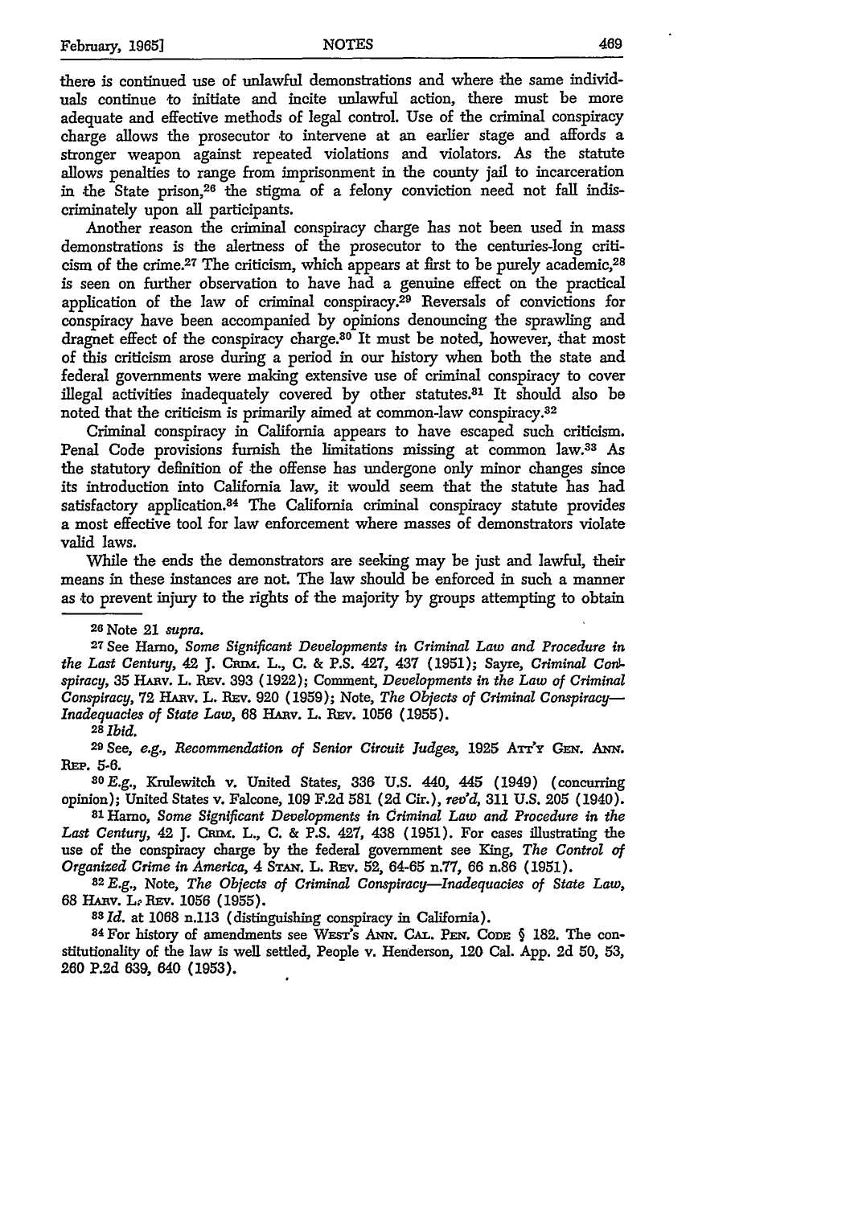there is continued use of unlawful demonstrations and where the same individuals continue to initiate and incite unlawful action, there must be more adequate and effective methods of legal control. Use of the criminal conspiracy charge allows the prosecutor to intervene at an earlier stage and affords a stronger weapon against repeated violations and violators. As the statute allows penalties to range from imprisonment in the county jail to incarceration in the State prison,[26] the stigma of a felony conviction need not fall indiscriminately upon all participants.

Another reason the criminal conspiracy charge has not been used in mass demonstrations is the alertness of the prosecutor to the centuries-long criticism of the crime.[27] The criticism, which appears at first to be purely academic,[28] is seen on further observation to have had a genuine effect on the practical application of the law of criminal conspiracy.[29] Reversals of convictions for conspiracy have been accompanied by opinions denouncing the sprawling and dragnet effect of the conspiracy charge.[30] It must be noted, however, that most of this criticism arose during a period in our history when both the state and federal governments were making extensive use of criminal conspiracy to cover illegal activities inadequately covered by other statutes.[31] It should also be noted that the criticism is primarily aimed at common-law conspiracy.[32]

Criminal conspiracy in California appears to have escaped such criticism. Penal Code provisions furnish the limitations missing at common law.[33] As the statutory definition of the offense has undergone only minor changes since its introduction into California law, it would seem that the statute has had satisfactory application.[34] The California criminal conspiracy statute provides a most effective tool for law enforcement where masses of demonstrators violate valid laws.

While the ends the demonstrators are seeking may be just and lawful, their means in these instances are not. The law should be enforced in such a manner as to prevent injury to the rights of the majority by groups attempting to obtain

---

[26] Note 21 *supra.*

[27] See Harno, *Some Significant Developments in Criminal Law and Procedure in the Last Century*, 42 J. Crim. L., C. & P.S. 427, 437 (1951); Sayre, *Criminal Conspiracy*, 35 Harv. L. Rev. 393 (1922); Comment, *Developments in the Law of Criminal Conspiracy*, 72 Harv. L. Rev. 920 (1959); Note, *The Objects of Criminal Conspiracy—Inadequacies of State Law*, 68 Harv. L. Rev. 1056 (1955).

[28] *Ibid.*

[29] See, *e.g.*, *Recommendation of Senior Circuit Judges*, 1925 Att'y Gen. Ann. Rep. 5-6.

[30] *E.g.*, Krulewitch v. United States, 336 U.S. 440, 445 (1949) (concurring opinion); United States v. Falcone, 109 F.2d 581 (2d Cir.), *rev'd*, 311 U.S. 205 (1940).

[31] Harno, *Some Significant Developments in Criminal Law and Procedure in the Last Century*, 42 J. Crim. L., C. & P.S. 427, 438 (1951). For cases illustrating the use of the conspiracy charge by the federal government see King, *The Control of Organized Crime in America*, 4 Stan. L. Rev. 52, 64-65 n.77, 66 n.86 (1951).

[32] *E.g.*, Note, *The Objects of Criminal Conspiracy—Inadequacies of State Law*, 68 Harv. L. Rev. 1056 (1955).

[33] *Id.* at 1068 n.113 (distinguishing conspiracy in California).

[34] For history of amendments see West's Ann. Cal. Pen. Code § 182. The constitutionality of the law is well settled, People v. Henderson, 120 Cal. App. 2d 50, 53, 260 P.2d 639, 640 (1953).